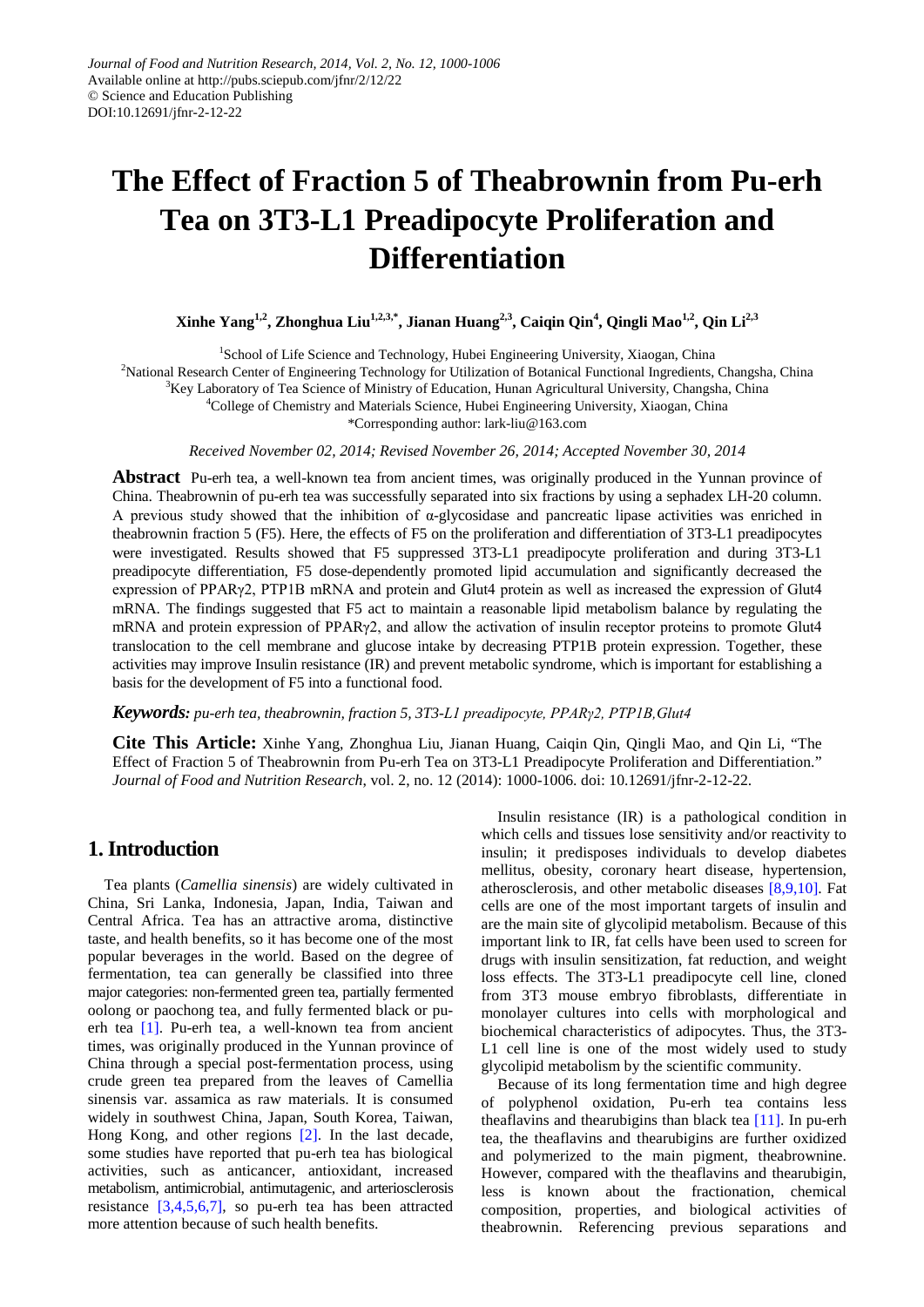Journal of Food and Nutrition Research, 2014, Vol. 2, No. 12, 1000-1006
Available online at http://pubs.sciepub.com/jfnr/2/12/22
© Science and Education Publishing
DOI:10.12691/jfnr-2-12-22

# The Effect of Fraction 5 of Theabrownin from Pu-erh Tea on 3T3-L1 Preadipocyte Proliferation and Differentiation

**Xinhe Yang[1,2], Zhonghua Liu[1,2,3,*], Jianan Huang[2,3], Caiqin Qin[4], Qingli Mao[1,2], Qin Li[2,3]**

[1]School of Life Science and Technology, Hubei Engineering University, Xiaogan, China
[2]National Research Center of Engineering Technology for Utilization of Botanical Functional Ingredients, Changsha, China
[3]Key Laboratory of Tea Science of Ministry of Education, Hunan Agricultural University, Changsha, China
[4]College of Chemistry and Materials Science, Hubei Engineering University, Xiaogan, China
*Corresponding author: lark-liu@163.com

*Received November 02, 2014; Revised November 26, 2014; Accepted November 30, 2014*

**Abstract** Pu-erh tea, a well-known tea from ancient times, was originally produced in the Yunnan province of China. Theabrownin of pu-erh tea was successfully separated into six fractions by using a sephadex LH-20 column. A previous study showed that the inhibition of α-glycosidase and pancreatic lipase activities was enriched in theabrownin fraction 5 (F5). Here, the effects of F5 on the proliferation and differentiation of 3T3-L1 preadipocytes were investigated. Results showed that F5 suppressed 3T3-L1 preadipocyte proliferation and during 3T3-L1 preadipocyte differentiation, F5 dose-dependently promoted lipid accumulation and significantly decreased the expression of PPARγ2, PTP1B mRNA and protein and Glut4 protein as well as increased the expression of Glut4 mRNA. The findings suggested that F5 act to maintain a reasonable lipid metabolism balance by regulating the mRNA and protein expression of PPARγ2, and allow the activation of insulin receptor proteins to promote Glut4 translocation to the cell membrane and glucose intake by decreasing PTP1B protein expression. Together, these activities may improve Insulin resistance (IR) and prevent metabolic syndrome, which is important for establishing a basis for the development of F5 into a functional food.

***Keywords:*** *pu-erh tea, theabrownin, fraction 5, 3T3-L1 preadipocyte, PPARγ2, PTP1B,Glut4*

**Cite This Article:** Xinhe Yang, Zhonghua Liu, Jianan Huang, Caiqin Qin, Qingli Mao, and Qin Li, "The Effect of Fraction 5 of Theabrownin from Pu-erh Tea on 3T3-L1 Preadipocyte Proliferation and Differentiation." *Journal of Food and Nutrition Research*, vol. 2, no. 12 (2014): 1000-1006. doi: 10.12691/jfnr-2-12-22.

## 1. Introduction

Tea plants (*Camellia sinensis*) are widely cultivated in China, Sri Lanka, Indonesia, Japan, India, Taiwan and Central Africa. Tea has an attractive aroma, distinctive taste, and health benefits, so it has become one of the most popular beverages in the world. Based on the degree of fermentation, tea can generally be classified into three major categories: non-fermented green tea, partially fermented oolong or paochong tea, and fully fermented black or pu-erh tea [1]. Pu-erh tea, a well-known tea from ancient times, was originally produced in the Yunnan province of China through a special post-fermentation process, using crude green tea prepared from the leaves of Camellia sinensis var. assamica as raw materials. It is consumed widely in southwest China, Japan, South Korea, Taiwan, Hong Kong, and other regions [2]. In the last decade, some studies have reported that pu-erh tea has biological activities, such as anticancer, antioxidant, increased metabolism, antimicrobial, antimutagenic, and arteriosclerosis resistance [3,4,5,6,7], so pu-erh tea has been attracted more attention because of such health benefits.

Insulin resistance (IR) is a pathological condition in which cells and tissues lose sensitivity and/or reactivity to insulin; it predisposes individuals to develop diabetes mellitus, obesity, coronary heart disease, hypertension, atherosclerosis, and other metabolic diseases [8,9,10]. Fat cells are one of the most important targets of insulin and are the main site of glycolipid metabolism. Because of this important link to IR, fat cells have been used to screen for drugs with insulin sensitization, fat reduction, and weight loss effects. The 3T3-L1 preadipocyte cell line, cloned from 3T3 mouse embryo fibroblasts, differentiate in monolayer cultures into cells with morphological and biochemical characteristics of adipocytes. Thus, the 3T3-L1 cell line is one of the most widely used to study glycolipid metabolism by the scientific community.

Because of its long fermentation time and high degree of polyphenol oxidation, Pu-erh tea contains less theaflavins and thearubigins than black tea [11]. In pu-erh tea, the theaflavins and thearubigins are further oxidized and polymerized to the main pigment, theabrownine. However, compared with the theaflavins and thearubigin, less is known about the fractionation, chemical composition, properties, and biological activities of theabrownin. Referencing previous separations and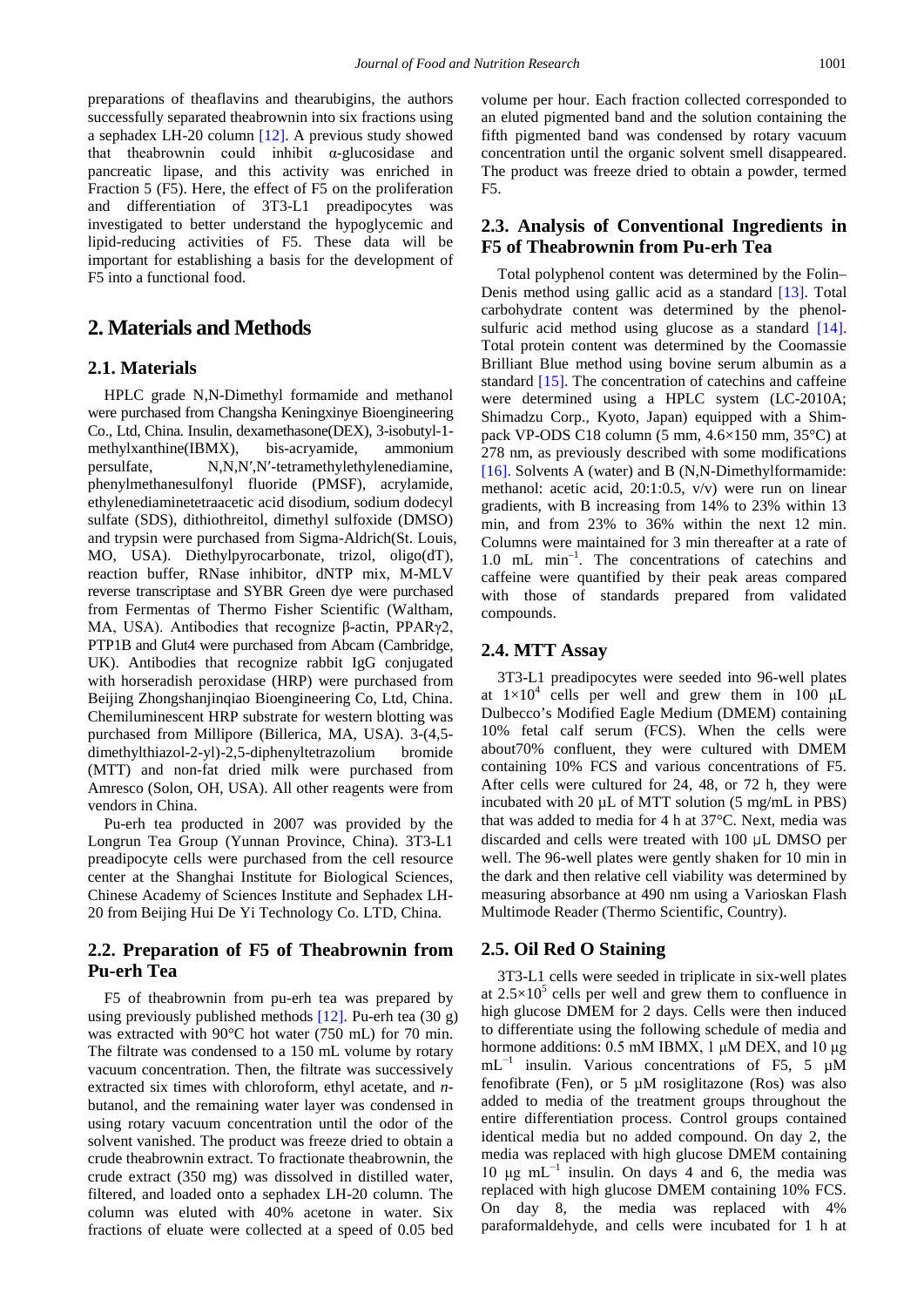preparations of theaflavins and thearubigins, the authors successfully separated theabrownin into six fractions using a sephadex LH-20 column [12]. A previous study showed that theabrownin could inhibit α-glucosidase and pancreatic lipase, and this activity was enriched in Fraction 5 (F5). Here, the effect of F5 on the proliferation and differentiation of 3T3-L1 preadipocytes was investigated to better understand the hypoglycemic and lipid-reducing activities of F5. These data will be important for establishing a basis for the development of F5 into a functional food.

## 2. Materials and Methods

### 2.1. Materials

HPLC grade N,N-Dimethyl formamide and methanol were purchased from Changsha Keningxinye Bioengineering Co., Ltd, China. Insulin, dexamethasone(DEX), 3-isobutyl-1-methylxanthine(IBMX), bis-acryamide, ammonium persulfate, N,N,N′,N′-tetramethylethylenediamine, phenylmethanesulfonyl fluoride (PMSF), acrylamide, ethylenediaminetetraacetic acid disodium, sodium dodecyl sulfate (SDS), dithiothreitol, dimethyl sulfoxide (DMSO) and trypsin were purchased from Sigma-Aldrich(St. Louis, MO, USA). Diethylpyrocarbonate, trizol, oligo(dT), reaction buffer, RNase inhibitor, dNTP mix, M-MLV reverse transcriptase and SYBR Green dye were purchased from Fermentas of Thermo Fisher Scientific (Waltham, MA, USA). Antibodies that recognize β-actin, PPARγ2, PTP1B and Glut4 were purchased from Abcam (Cambridge, UK). Antibodies that recognize rabbit IgG conjugated with horseradish peroxidase (HRP) were purchased from Beijing Zhongshanjinqiao Bioengineering Co, Ltd, China. Chemiluminescent HRP substrate for western blotting was purchased from Millipore (Billerica, MA, USA). 3-(4,5-dimethylthiazol-2-yl)-2,5-diphenyltetrazolium bromide (MTT) and non-fat dried milk were purchased from Amresco (Solon, OH, USA). All other reagents were from vendors in China.

Pu-erh tea producted in 2007 was provided by the Longrun Tea Group (Yunnan Province, China). 3T3-L1 preadipocyte cells were purchased from the cell resource center at the Shanghai Institute for Biological Sciences, Chinese Academy of Sciences Institute and Sephadex LH-20 from Beijing Hui De Yi Technology Co. LTD, China.

### 2.2. Preparation of F5 of Theabrownin from Pu-erh Tea

F5 of theabrownin from pu-erh tea was prepared by using previously published methods [12]. Pu-erh tea (30 g) was extracted with 90°C hot water (750 mL) for 70 min. The filtrate was condensed to a 150 mL volume by rotary vacuum concentration. Then, the filtrate was successively extracted six times with chloroform, ethyl acetate, and *n*-butanol, and the remaining water layer was condensed in using rotary vacuum concentration until the odor of the solvent vanished. The product was freeze dried to obtain a crude theabrownin extract. To fractionate theabrownin, the crude extract (350 mg) was dissolved in distilled water, filtered, and loaded onto a sephadex LH-20 column. The column was eluted with 40% acetone in water. Six fractions of eluate were collected at a speed of 0.05 bed volume per hour. Each fraction collected corresponded to an eluted pigmented band and the solution containing the fifth pigmented band was condensed by rotary vacuum concentration until the organic solvent smell disappeared. The product was freeze dried to obtain a powder, termed F5.

### 2.3. Analysis of Conventional Ingredients in F5 of Theabrownin from Pu-erh Tea

Total polyphenol content was determined by the Folin–Denis method using gallic acid as a standard [13]. Total carbohydrate content was determined by the phenol-sulfuric acid method using glucose as a standard [14]. Total protein content was determined by the Coomassie Brilliant Blue method using bovine serum albumin as a standard [15]. The concentration of catechins and caffeine were determined using a HPLC system (LC-2010A; Shimadzu Corp., Kyoto, Japan) equipped with a Shim-pack VP-ODS C18 column (5 mm, 4.6×150 mm, 35°C) at 278 nm, as previously described with some modifications [16]. Solvents A (water) and B (N,N-Dimethylformamide: methanol: acetic acid, 20:1:0.5, v/v) were run on linear gradients, with B increasing from 14% to 23% within 13 min, and from 23% to 36% within the next 12 min. Columns were maintained for 3 min thereafter at a rate of 1.0 mL $min^{-1}$. The concentrations of catechins and caffeine were quantified by their peak areas compared with those of standards prepared from validated compounds.

### 2.4. MTT Assay

3T3-L1 preadipocytes were seeded into 96-well plates at $1\times10^4$ cells per well and grew them in 100 µL Dulbecco's Modified Eagle Medium (DMEM) containing 10% fetal calf serum (FCS). When the cells were about70% confluent, they were cultured with DMEM containing 10% FCS and various concentrations of F5. After cells were cultured for 24, 48, or 72 h, they were incubated with 20 µL of MTT solution (5 mg/mL in PBS) that was added to media for 4 h at 37°C. Next, media was discarded and cells were treated with 100 µL DMSO per well. The 96-well plates were gently shaken for 10 min in the dark and then relative cell viability was determined by measuring absorbance at 490 nm using a Varioskan Flash Multimode Reader (Thermo Scientific, Country).

### 2.5. Oil Red O Staining

3T3-L1 cells were seeded in triplicate in six-well plates at $2.5\times10^5$ cells per well and grew them to confluence in high glucose DMEM for 2 days. Cells were then induced to differentiate using the following schedule of media and hormone additions: 0.5 mM IBMX, 1 µM DEX, and 10 µg $mL^{-1}$ insulin. Various concentrations of F5, 5 µM fenofibrate (Fen), or 5 µM rosiglitazone (Ros) was also added to media of the treatment groups throughout the entire differentiation process. Control groups contained identical media but no added compound. On day 2, the media was replaced with high glucose DMEM containing 10 µg $mL^{-1}$ insulin. On days 4 and 6, the media was replaced with high glucose DMEM containing 10% FCS. On day 8, the media was replaced with 4% paraformaldehyde, and cells were incubated for 1 h at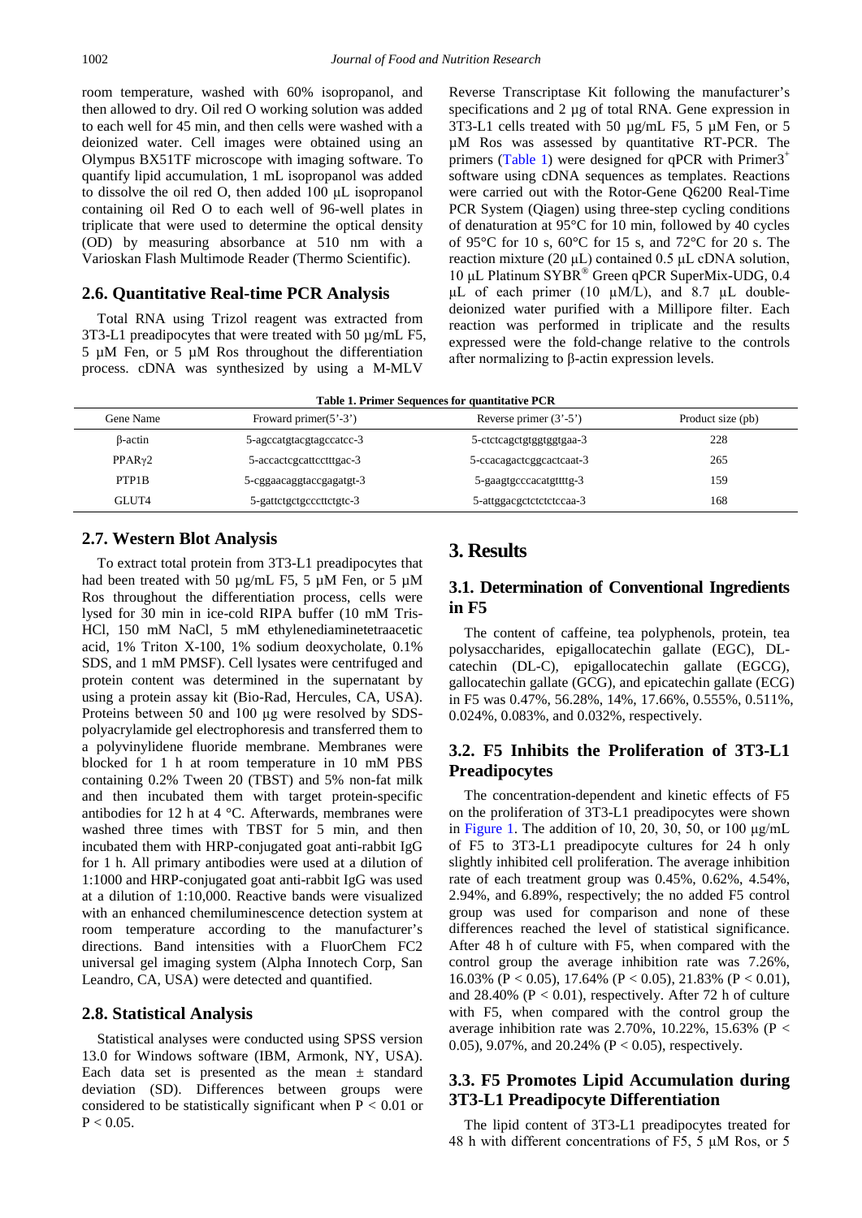room temperature, washed with 60% isopropanol, and then allowed to dry. Oil red O working solution was added to each well for 45 min, and then cells were washed with a deionized water. Cell images were obtained using an Olympus BX51TF microscope with imaging software. To quantify lipid accumulation, 1 mL isopropanol was added to dissolve the oil red O, then added 100 μL isopropanol containing oil Red O to each well of 96-well plates in triplicate that were used to determine the optical density (OD) by measuring absorbance at 510 nm with a Varioskan Flash Multimode Reader (Thermo Scientific).

## 2.6. Quantitative Real-time PCR Analysis

Total RNA using Trizol reagent was extracted from 3T3-L1 preadipocytes that were treated with 50 µg/mL F5, 5 µM Fen, or 5 µM Ros throughout the differentiation process. cDNA was synthesized by using a M-MLV Reverse Transcriptase Kit following the manufacturer's specifications and 2 µg of total RNA. Gene expression in 3T3-L1 cells treated with 50 µg/mL F5, 5 µM Fen, or 5 µM Ros was assessed by quantitative RT-PCR. The primers (Table 1) were designed for qPCR with Primer3[+] software using cDNA sequences as templates. Reactions were carried out with the Rotor-Gene Q6200 Real-Time PCR System (Qiagen) using three-step cycling conditions of denaturation at 95°C for 10 min, followed by 40 cycles of 95°C for 10 s, 60°C for 15 s, and 72°C for 20 s. The reaction mixture (20 µL) contained 0.5 µL cDNA solution, 10 µL Platinum SYBR® Green qPCR SuperMix-UDG, 0.4 µL of each primer (10 µM/L), and 8.7 µL double-deionized water purified with a Millipore filter. Each reaction was performed in triplicate and the results expressed were the fold-change relative to the controls after normalizing to β-actin expression levels.

**Table 1. Primer Sequences for quantitative PCR**

| Gene Name | Froward primer(5'-3') | Reverse primer (3'-5') | Product size (pb) |
|---|---|---|---|
| β-actin | 5-agccatgtacgtagccatcc-3 | 5-ctctcagctgtggtggtgaa-3 | 228 |
| PPARγ2 | 5-accactcgcattcctttgac-3 | 5-ccacagactcggcactcaat-3 | 265 |
| PTP1B | 5-cggaacaggtaccgagatgt-3 | 5-gaagtgcccacatgttttg-3 | 159 |
| GLUT4 | 5-gattctgctgcccttctgtc-3 | 5-attggacgctctctctccaa-3 | 168 |

## 2.7. Western Blot Analysis

To extract total protein from 3T3-L1 preadipocytes that had been treated with 50 µg/mL F5, 5 µM Fen, or 5 µM Ros throughout the differentiation process, cells were lysed for 30 min in ice-cold RIPA buffer (10 mM Tris-HCl, 150 mM NaCl, 5 mM ethylenediaminetetraacetic acid, 1% Triton X-100, 1% sodium deoxycholate, 0.1% SDS, and 1 mM PMSF). Cell lysates were centrifuged and protein content was determined in the supernatant by using a protein assay kit (Bio-Rad, Hercules, CA, USA). Proteins between 50 and 100 μg were resolved by SDS-polyacrylamide gel electrophoresis and transferred them to a polyvinylidene fluoride membrane. Membranes were blocked for 1 h at room temperature in 10 mM PBS containing 0.2% Tween 20 (TBST) and 5% non-fat milk and then incubated them with target protein-specific antibodies for 12 h at 4 °C. Afterwards, membranes were washed three times with TBST for 5 min, and then incubated them with HRP-conjugated goat anti-rabbit IgG for 1 h. All primary antibodies were used at a dilution of 1:1000 and HRP-conjugated goat anti-rabbit IgG was used at a dilution of 1:10,000. Reactive bands were visualized with an enhanced chemiluminescence detection system at room temperature according to the manufacturer's directions. Band intensities with a FluorChem FC2 universal gel imaging system (Alpha Innotech Corp, San Leandro, CA, USA) were detected and quantified.

## 2.8. Statistical Analysis

Statistical analyses were conducted using SPSS version 13.0 for Windows software (IBM, Armonk, NY, USA). Each data set is presented as the mean ± standard deviation (SD). Differences between groups were considered to be statistically significant when $P < 0.01$ or $P < 0.05$.

# 3. Results

## 3.1. Determination of Conventional Ingredients in F5

The content of caffeine, tea polyphenols, protein, tea polysaccharides, epigallocatechin gallate (EGC), DL-catechin (DL-C), epigallocatechin gallate (EGCG), gallocatechin gallate (GCG), and epicatechin gallate (ECG) in F5 was 0.47%, 56.28%, 14%, 17.66%, 0.555%, 0.511%, 0.024%, 0.083%, and 0.032%, respectively.

## 3.2. F5 Inhibits the Proliferation of 3T3-L1 Preadipocytes

The concentration-dependent and kinetic effects of F5 on the proliferation of 3T3-L1 preadipocytes were shown in Figure 1. The addition of 10, 20, 30, 50, or 100 µg/mL of F5 to 3T3-L1 preadipocyte cultures for 24 h only slightly inhibited cell proliferation. The average inhibition rate of each treatment group was 0.45%, 0.62%, 4.54%, 2.94%, and 6.89%, respectively; the no added F5 control group was used for comparison and none of these differences reached the level of statistical significance. After 48 h of culture with F5, when compared with the control group the average inhibition rate was 7.26%, 16.03% ($P < 0.05$), 17.64% ($P < 0.05$), 21.83% ($P < 0.01$), and 28.40% ($P < 0.01$), respectively. After 72 h of culture with F5, when compared with the control group the average inhibition rate was 2.70%, 10.22%, 15.63% ($P < 0.05$), 9.07%, and 20.24% ($P < 0.05$), respectively.

## 3.3. F5 Promotes Lipid Accumulation during 3T3-L1 Preadipocyte Differentiation

The lipid content of 3T3-L1 preadipocytes treated for 48 h with different concentrations of F5, 5 µM Ros, or 5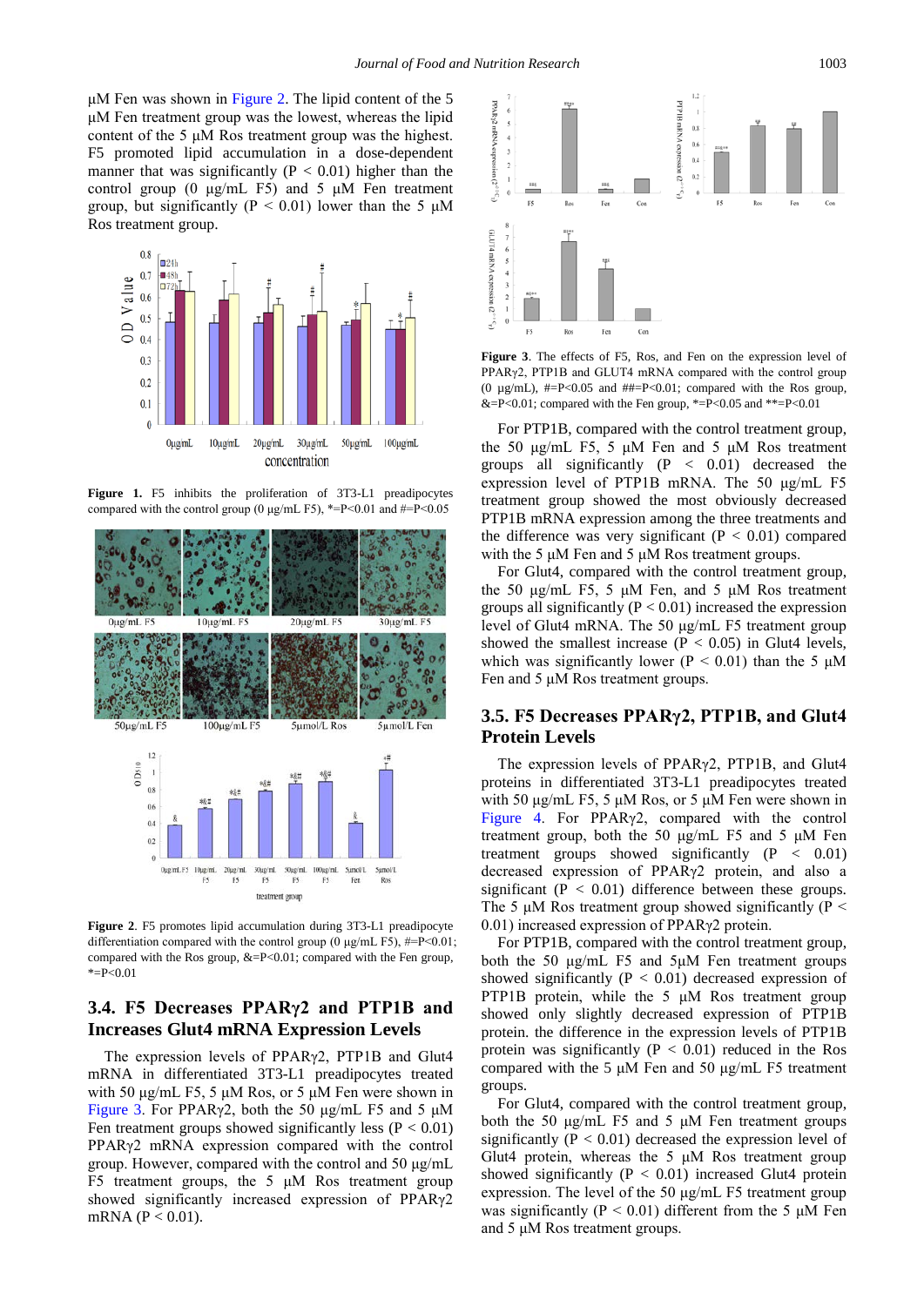μM Fen was shown in Figure 2. The lipid content of the 5 μM Fen treatment group was the lowest, whereas the lipid content of the 5 μM Ros treatment group was the highest. F5 promoted lipid accumulation in a dose-dependent manner that was significantly ($P < 0.01$) higher than the control group (0 μg/mL F5) and 5 μM Fen treatment group, but significantly ($P < 0.01$) lower than the 5 μM Ros treatment group.

**Figure 1.** F5 inhibits the proliferation of 3T3-L1 preadipocytes compared with the control group (0 μg/mL F5), *=P<0.01 and #=P<0.05

**Figure 2**. F5 promotes lipid accumulation during 3T3-L1 preadipocyte differentiation compared with the control group (0 μg/mL F5), #=P<0.01; compared with the Ros group, &=P<0.01; compared with the Fen group, *=P<0.01

## 3.4. F5 Decreases PPARγ2 and PTP1B and Increases Glut4 mRNA Expression Levels

The expression levels of PPARγ2, PTP1B and Glut4 mRNA in differentiated 3T3-L1 preadipocytes treated with 50 μg/mL F5, 5 μM Ros, or 5 μM Fen were shown in Figure 3. For PPARγ2, both the 50 μg/mL F5 and 5 μM Fen treatment groups showed significantly less ($P < 0.01$) PPARγ2 mRNA expression compared with the control group. However, compared with the control and 50 μg/mL F5 treatment groups, the 5 μM Ros treatment group showed significantly increased expression of PPARγ2 mRNA ($P < 0.01$).

**Figure 3**. The effects of F5, Ros, and Fen on the expression level of PPARγ2, PTP1B and GLUT4 mRNA compared with the control group (0 μg/mL), #=P<0.05 and ##=P<0.01; compared with the Ros group, &=P<0.01; compared with the Fen group, *=P<0.05 and **=P<0.01

For PTP1B, compared with the control treatment group, the 50 μg/mL F5, 5 μM Fen and 5 μM Ros treatment groups all significantly ($P < 0.01$) decreased the expression level of PTP1B mRNA. The 50 μg/mL F5 treatment group showed the most obviously decreased PTP1B mRNA expression among the three treatments and the difference was very significant ($P < 0.01$) compared with the 5 μM Fen and 5 μM Ros treatment groups.

For Glut4, compared with the control treatment group, the 50 μg/mL F5, 5 μM Fen, and 5 μM Ros treatment groups all significantly ($P < 0.01$) increased the expression level of Glut4 mRNA. The 50 μg/mL F5 treatment group showed the smallest increase ($P < 0.05$) in Glut4 levels, which was significantly lower ($P < 0.01$) than the 5 μM Fen and 5 μM Ros treatment groups.

## 3.5. F5 Decreases PPARγ2, PTP1B, and Glut4 Protein Levels

The expression levels of PPARγ2, PTP1B, and Glut4 proteins in differentiated 3T3-L1 preadipocytes treated with 50 μg/mL F5, 5 μM Ros, or 5 μM Fen were shown in Figure 4. For PPARγ2, compared with the control treatment group, both the 50 μg/mL F5 and 5 μM Fen treatment groups showed significantly ($P < 0.01$) decreased expression of PPARγ2 protein, and also a significant ($P < 0.01$) difference between these groups. The 5 μM Ros treatment group showed significantly ($P < 0.01$) increased expression of PPARγ2 protein.

For PTP1B, compared with the control treatment group, both the 50 μg/mL F5 and 5μM Fen treatment groups showed significantly ($P < 0.01$) decreased expression of PTP1B protein, while the 5 μM Ros treatment group showed only slightly decreased expression of PTP1B protein. the difference in the expression levels of PTP1B protein was significantly ($P < 0.01$) reduced in the Ros compared with the 5 μM Fen and 50 μg/mL F5 treatment groups.

For Glut4, compared with the control treatment group, both the 50 μg/mL F5 and 5 μM Fen treatment groups significantly ($P < 0.01$) decreased the expression level of Glut4 protein, whereas the 5 μM Ros treatment group showed significantly ($P < 0.01$) increased Glut4 protein expression. The level of the 50 μg/mL F5 treatment group was significantly ($P < 0.01$) different from the 5 μM Fen and 5 μM Ros treatment groups.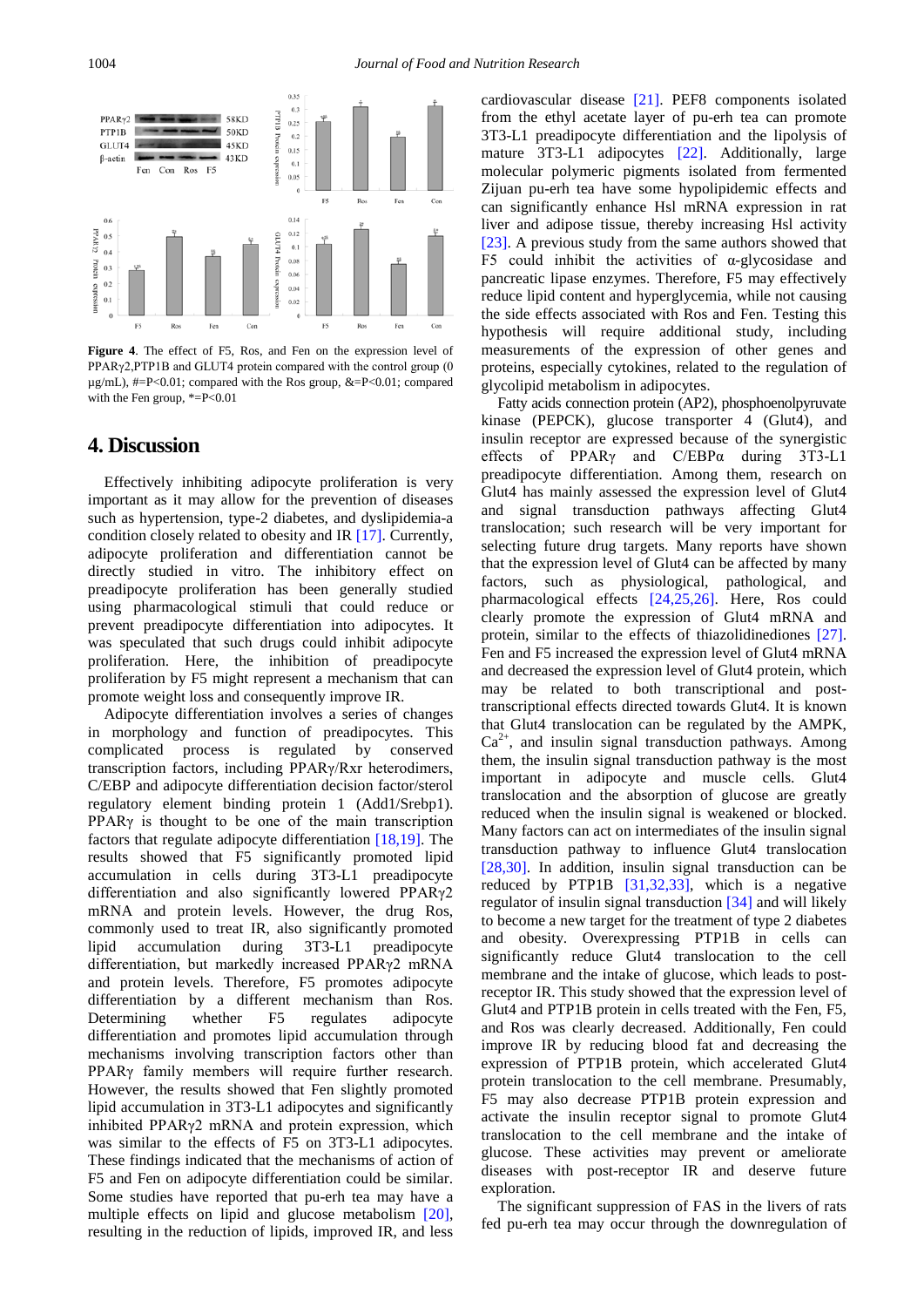**Figure 4**. The effect of F5, Ros, and Fen on the expression level of PPARγ2,PTP1B and GLUT4 protein compared with the control group (0 μg/mL), #=P<0.01; compared with the Ros group, &=P<0.01; compared with the Fen group, *=P<0.01

## 4. Discussion

Effectively inhibiting adipocyte proliferation is very important as it may allow for the prevention of diseases such as hypertension, type-2 diabetes, and dyslipidemia-a condition closely related to obesity and IR [17]. Currently, adipocyte proliferation and differentiation cannot be directly studied in vitro. The inhibitory effect on preadipocyte proliferation has been generally studied using pharmacological stimuli that could reduce or prevent preadipocyte differentiation into adipocytes. It was speculated that such drugs could inhibit adipocyte proliferation. Here, the inhibition of preadipocyte proliferation by F5 might represent a mechanism that can promote weight loss and consequently improve IR.

Adipocyte differentiation involves a series of changes in morphology and function of preadipocytes. This complicated process is regulated by conserved transcription factors, including PPARγ/Rxr heterodimers, C/EBP and adipocyte differentiation decision factor/sterol regulatory element binding protein 1 (Add1/Srebp1). PPARγ is thought to be one of the main transcription factors that regulate adipocyte differentiation [18,19]. The results showed that F5 significantly promoted lipid accumulation in cells during 3T3-L1 preadipocyte differentiation and also significantly lowered PPARγ2 mRNA and protein levels. However, the drug Ros, commonly used to treat IR, also significantly promoted lipid accumulation during 3T3-L1 preadipocyte differentiation, but markedly increased PPARγ2 mRNA and protein levels. Therefore, F5 promotes adipocyte differentiation by a different mechanism than Ros. Determining whether F5 regulates adipocyte differentiation and promotes lipid accumulation through mechanisms involving transcription factors other than PPARγ family members will require further research. However, the results showed that Fen slightly promoted lipid accumulation in 3T3-L1 adipocytes and significantly inhibited PPARγ2 mRNA and protein expression, which was similar to the effects of F5 on 3T3-L1 adipocytes. These findings indicated that the mechanisms of action of F5 and Fen on adipocyte differentiation could be similar. Some studies have reported that pu-erh tea may have a multiple effects on lipid and glucose metabolism [20], resulting in the reduction of lipids, improved IR, and less cardiovascular disease [21]. PEF8 components isolated from the ethyl acetate layer of pu-erh tea can promote 3T3-L1 preadipocyte differentiation and the lipolysis of mature 3T3-L1 adipocytes [22]. Additionally, large molecular polymeric pigments isolated from fermented Zijuan pu-erh tea have some hypolipidemic effects and can significantly enhance Hsl mRNA expression in rat liver and adipose tissue, thereby increasing Hsl activity [23]. A previous study from the same authors showed that F5 could inhibit the activities of α-glycosidase and pancreatic lipase enzymes. Therefore, F5 may effectively reduce lipid content and hyperglycemia, while not causing the side effects associated with Ros and Fen. Testing this hypothesis will require additional study, including measurements of the expression of other genes and proteins, especially cytokines, related to the regulation of glycolipid metabolism in adipocytes.

Fatty acids connection protein (AP2), phosphoenolpyruvate kinase (PEPCK), glucose transporter 4 (Glut4), and insulin receptor are expressed because of the synergistic effects of PPARγ and C/EBPα during 3T3-L1 preadipocyte differentiation. Among them, research on Glut4 has mainly assessed the expression level of Glut4 and signal transduction pathways affecting Glut4 translocation; such research will be very important for selecting future drug targets. Many reports have shown that the expression level of Glut4 can be affected by many factors, such as physiological, pathological, and pharmacological effects [24,25,26]. Here, Ros could clearly promote the expression of Glut4 mRNA and protein, similar to the effects of thiazolidinediones [27]. Fen and F5 increased the expression level of Glut4 mRNA and decreased the expression level of Glut4 protein, which may be related to both transcriptional and post-transcriptional effects directed towards Glut4. It is known that Glut4 translocation can be regulated by the AMPK, $Ca^{2+}$, and insulin signal transduction pathways. Among them, the insulin signal transduction pathway is the most important in adipocyte and muscle cells. Glut4 translocation and the absorption of glucose are greatly reduced when the insulin signal is weakened or blocked. Many factors can act on intermediates of the insulin signal transduction pathway to influence Glut4 translocation [28,30]. In addition, insulin signal transduction can be reduced by PTP1B [31,32,33], which is a negative regulator of insulin signal transduction [34] and will likely to become a new target for the treatment of type 2 diabetes and obesity. Overexpressing PTP1B in cells can significantly reduce Glut4 translocation to the cell membrane and the intake of glucose, which leads to post-receptor IR. This study showed that the expression level of Glut4 and PTP1B protein in cells treated with the Fen, F5, and Ros was clearly decreased. Additionally, Fen could improve IR by reducing blood fat and decreasing the expression of PTP1B protein, which accelerated Glut4 protein translocation to the cell membrane. Presumably, F5 may also decrease PTP1B protein expression and activate the insulin receptor signal to promote Glut4 translocation to the cell membrane and the intake of glucose. These activities may prevent or ameliorate diseases with post-receptor IR and deserve future exploration.

The significant suppression of FAS in the livers of rats fed pu-erh tea may occur through the downregulation of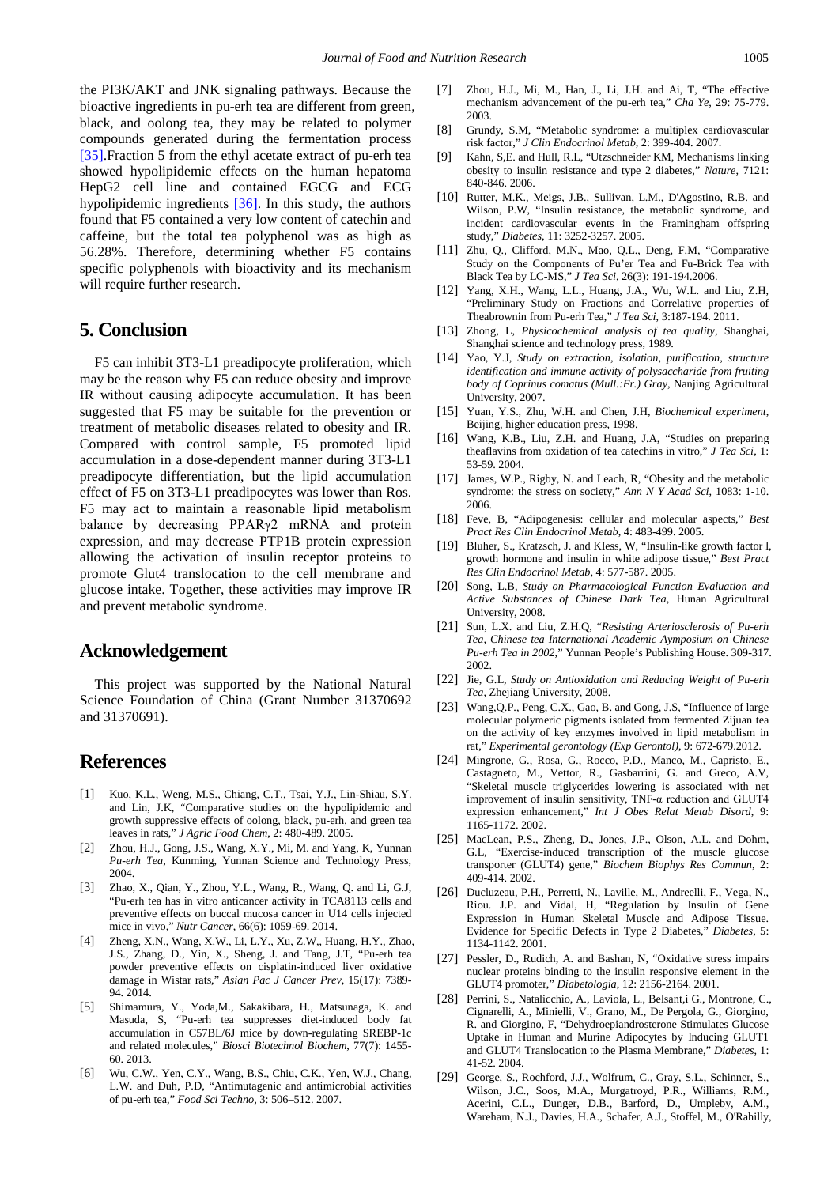the PI3K/AKT and JNK signaling pathways. Because the bioactive ingredients in pu-erh tea are different from green, black, and oolong tea, they may be related to polymer compounds generated during the fermentation process [35].Fraction 5 from the ethyl acetate extract of pu-erh tea showed hypolipidemic effects on the human hepatoma HepG2 cell line and contained EGCG and ECG hypolipidemic ingredients [36]. In this study, the authors found that F5 contained a very low content of catechin and caffeine, but the total tea polyphenol was as high as 56.28%. Therefore, determining whether F5 contains specific polyphenols with bioactivity and its mechanism will require further research.

## 5. Conclusion

F5 can inhibit 3T3-L1 preadipocyte proliferation, which may be the reason why F5 can reduce obesity and improve IR without causing adipocyte accumulation. It has been suggested that F5 may be suitable for the prevention or treatment of metabolic diseases related to obesity and IR. Compared with control sample, F5 promoted lipid accumulation in a dose-dependent manner during 3T3-L1 preadipocyte differentiation, but the lipid accumulation effect of F5 on 3T3-L1 preadipocytes was lower than Ros. F5 may act to maintain a reasonable lipid metabolism balance by decreasing PPARγ2 mRNA and protein expression, and may decrease PTP1B protein expression allowing the activation of insulin receptor proteins to promote Glut4 translocation to the cell membrane and glucose intake. Together, these activities may improve IR and prevent metabolic syndrome.

## Acknowledgement

This project was supported by the National Natural Science Foundation of China (Grant Number 31370692 and 31370691).

## References

[1] Kuo, K.L., Weng, M.S., Chiang, C.T., Tsai, Y.J., Lin-Shiau, S.Y. and Lin, J.K, "Comparative studies on the hypolipidemic and growth suppressive effects of oolong, black, pu-erh, and green tea leaves in rats," *J Agric Food Chem*, 2: 480-489. 2005.

[2] Zhou, H.J., Gong, J.S., Wang, X.Y., Mi, M. and Yang, K, Yunnan *Pu-erh Tea*, Kunming, Yunnan Science and Technology Press, 2004.

[3] Zhao, X., Qian, Y., Zhou, Y.L., Wang, R., Wang, Q. and Li, G.J, "Pu-erh tea has in vitro anticancer activity in TCA8113 cells and preventive effects on buccal mucosa cancer in U14 cells injected mice in vivo," *Nutr Cancer*, 66(6): 1059-69. 2014.

[4] Zheng, X.N., Wang, X.W., Li, L.Y., Xu, Z.W,, Huang, H.Y., Zhao, J.S., Zhang, D., Yin, X., Sheng, J. and Tang, J.T, "Pu-erh tea powder preventive effects on cisplatin-induced liver oxidative damage in Wistar rats," *Asian Pac J Cancer Prev*, 15(17): 7389-94. 2014.

[5] Shimamura, Y., Yoda,M., Sakakibara, H., Matsunaga, K. and Masuda, S, "Pu-erh tea suppresses diet-induced body fat accumulation in C57BL/6J mice by down-regulating SREBP-1c and related molecules," *Biosci Biotechnol Biochem*, 77(7): 1455-60. 2013.

[6] Wu, C.W., Yen, C.Y., Wang, B.S., Chiu, C.K., Yen, W.J., Chang, L.W. and Duh, P.D, "Antimutagenic and antimicrobial activities of pu-erh tea," *Food Sci Techno*, 3: 506–512. 2007.

[7] Zhou, H.J., Mi, M., Han, J., Li, J.H. and Ai, T, "The effective mechanism advancement of the pu-erh tea," *Cha Ye*, 29: 75-779. 2003.

[8] Grundy, S.M, "Metabolic syndrome: a multiplex cardiovascular risk factor," *J Clin Endocrinol Metab*, 2: 399-404. 2007.

[9] Kahn, S,E. and Hull, R.L, "Utzschneider KM, Mechanisms linking obesity to insulin resistance and type 2 diabetes," *Nature*, 7121: 840-846. 2006.

[10] Rutter, M.K., Meigs, J.B., Sullivan, L.M., D'Agostino, R.B. and Wilson, P.W, "Insulin resistance, the metabolic syndrome, and incident cardiovascular events in the Framingham offspring study," *Diabetes*, 11: 3252-3257. 2005.

[11] Zhu, Q., Clifford, M.N., Mao, Q.L., Deng, F.M, "Comparative Study on the Components of Pu'er Tea and Fu-Brick Tea with Black Tea by LC-MS," *J Tea Sci*, 26(3): 191-194.2006.

[12] Yang, X.H., Wang, L.L., Huang, J.A., Wu, W.L. and Liu, Z.H, "Preliminary Study on Fractions and Correlative properties of Theabrownin from Pu-erh Tea," *J Tea Sci*, 3:187-194. 2011.

[13] Zhong, L, *Physicochemical analysis of tea quality*, Shanghai, Shanghai science and technology press, 1989.

[14] Yao, Y.J, *Study on extraction, isolation, purification, structure identification and immune activity of polysaccharide from fruiting body of Coprinus comatus (Mull.:Fr.) Gray*, Nanjing Agricultural University, 2007.

[15] Yuan, Y.S., Zhu, W.H. and Chen, J.H, *Biochemical experiment*, Beijing, higher education press, 1998.

[16] Wang, K.B., Liu, Z.H. and Huang, J.A, "Studies on preparing theaflavins from oxidation of tea catechins in vitro," *J Tea Sci*, 1: 53-59. 2004.

[17] James, W.P., Rigby, N. and Leach, R, "Obesity and the metabolic syndrome: the stress on society," *Ann N Y Acad Sci*, 1083: 1-10. 2006.

[18] Feve, B, "Adipogenesis: cellular and molecular aspects," *Best Pract Res Clin Endocrinol Metab*, 4: 483-499. 2005.

[19] Bluher, S., Kratzsch, J. and Kless, W, "Insulin-like growth factor l, growth hormone and insulin in white adipose tissue," *Best Pract Res Clin Endocrinol Metab*, 4: 577-587. 2005.

[20] Song, L.B, *Study on Pharmacological Function Evaluation and Active Substances of Chinese Dark Tea*, Hunan Agricultural University, 2008.

[21] Sun, L.X. and Liu, Z.H.Q, "*Resisting Arteriosclerosis of Pu-erh Tea, Chinese tea International Academic Aymposium on Chinese Pu-erh Tea in 2002*," Yunnan People's Publishing House. 309-317. 2002.

[22] Jie, G.L, *Study on Antioxidation and Reducing Weight of Pu-erh Tea*, Zhejiang University, 2008.

[23] Wang,Q.P., Peng, C.X., Gao, B. and Gong, J.S, "Influence of large molecular polymeric pigments isolated from fermented Zijuan tea on the activity of key enzymes involved in lipid metabolism in rat," *Experimental gerontology (Exp Gerontol)*, 9: 672-679.2012.

[24] Mingrone, G., Rosa, G., Rocco, P.D., Manco, M., Capristo, E., Castagneto, M., Vettor, R., Gasbarrini, G. and Greco, A.V, "Skeletal muscle triglycerides lowering is associated with net improvement of insulin sensitivity, TNF-α reduction and GLUT4 expression enhancement," *Int J Obes Relat Metab Disord*, 9: 1165-1172. 2002.

[25] MacLean, P.S., Zheng, D., Jones, J.P., Olson, A.L. and Dohm, G.L, "Exercise-induced transcription of the muscle glucose transporter (GLUT4) gene," *Biochem Biophys Res Commun*, 2: 409-414. 2002.

[26] Ducluzeau, P.H., Perretti, N., Laville, M., Andreelli, F., Vega, N., Riou. J.P. and Vidal, H, "Regulation by Insulin of Gene Expression in Human Skeletal Muscle and Adipose Tissue. Evidence for Specific Defects in Type 2 Diabetes," *Diabetes*, 5: 1134-1142. 2001.

[27] Pessler, D., Rudich, A. and Bashan, N, "Oxidative stress impairs nuclear proteins binding to the insulin responsive element in the GLUT4 promoter," *Diabetologia*, 12: 2156-2164. 2001.

[28] Perrini, S., Natalicchio, A., Laviola, L., Belsant,i G., Montrone, C., Cignarelli, A., Minielli, V., Grano, M., De Pergola, G., Giorgino, R. and Giorgino, F, "Dehydroepiandrosterone Stimulates Glucose Uptake in Human and Murine Adipocytes by Inducing GLUT1 and GLUT4 Translocation to the Plasma Membrane," *Diabetes*, 1: 41-52. 2004.

[29] George, S., Rochford, J.J., Wolfrum, C., Gray, S.L., Schinner, S., Wilson, J.C., Soos, M.A., Murgatroyd, P.R., Williams, R.M., Acerini, C.L., Dunger, D.B., Barford, D., Umpleby, A.M., Wareham, N.J., Davies, H.A., Schafer, A.J., Stoffel, M., O'Rahilly,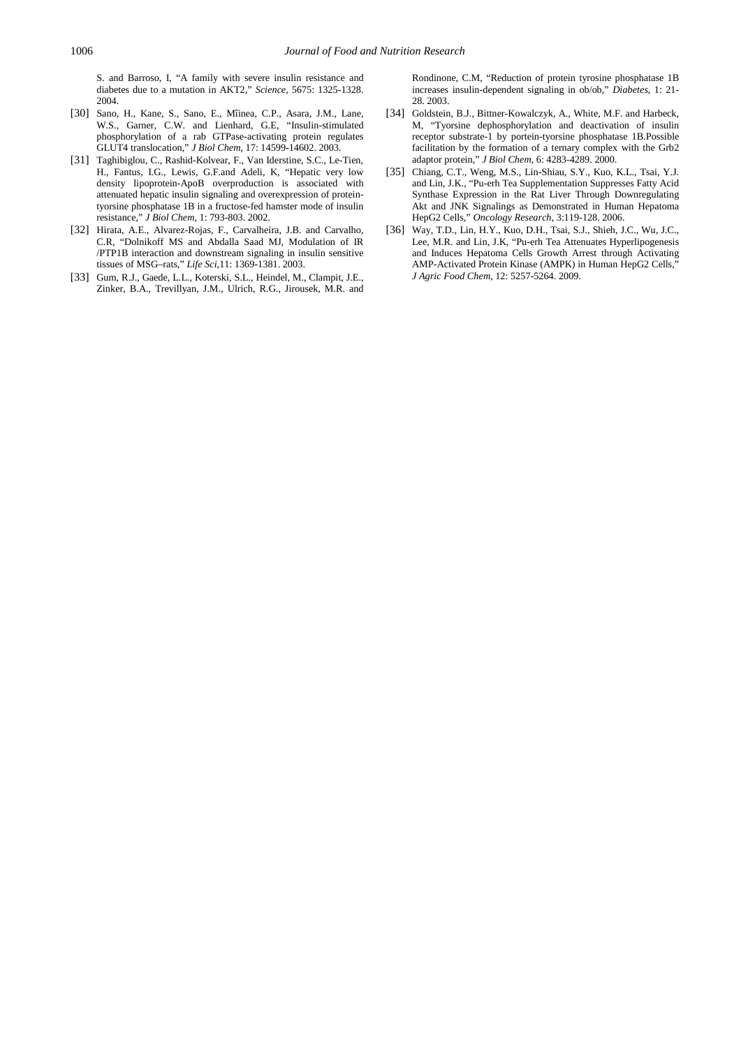S. and Barroso, I, "A family with severe insulin resistance and diabetes due to a mutation in AKT2," *Science*, 5675: 1325-1328. 2004.

[30] Sano, H., Kane, S., Sano, E., Mîinea, C.P., Asara, J.M., Lane, W.S., Garner, C.W. and Lienhard, G.E, "Insulin-stimulated phosphorylation of a rab GTPase-activating protein regulates GLUT4 translocation," *J Biol Chem*, 17: 14599-14602. 2003.

[31] Taghibiglou, C., Rashid-Kolvear, F., Van Iderstine, S.C., Le-Tien, H., Fantus, I.G., Lewis, G.F.and Adeli, K, "Hepatic very low density lipoprotein-ApoB overproduction is associated with attenuated hepatic insulin signaling and overexpression of protein-tyorsine phosphatase 1B in a fructose-fed hamster mode of insulin resistance," *J Biol Chem*, 1: 793-803. 2002.

[32] Hirata, A.E., Alvarez-Rojas, F., Carvalheira, J.B. and Carvalho, C.R, "Dolnikoff MS and Abdalla Saad MJ, Modulation of IR /PTP1B interaction and downstream signaling in insulin sensitive tissues of MSG–rats," *Life Sci*,11: 1369-1381. 2003.

[33] Gum, R.J., Gaede, L.L., Koterski, S.L., Heindel, M., Clampit, J.E., Zinker, B.A., Trevillyan, J.M., Ulrich, R.G., Jirousek, M.R. and Rondinone, C.M, "Reduction of protein tyrosine phosphatase 1B increases insulin-dependent signaling in ob/ob," *Diabetes*, 1: 21-28. 2003.

[34] Goldstein, B.J., Bittner-Kowalczyk, A., White, M.F. and Harbeck, M, "Tyorsine dephosphorylation and deactivation of insulin receptor substrate-1 by portein-tyorsine phosphatase 1B.Possible facilitation by the formation of a ternary complex with the Grb2 adaptor protein," *J Biol Chem*, 6: 4283-4289. 2000.

[35] Chiang, C.T., Weng, M.S., Lin-Shiau, S.Y., Kuo, K.L., Tsai, Y.J. and Lin, J.K., "Pu-erh Tea Supplementation Suppresses Fatty Acid Synthase Expression in the Rat Liver Through Downregulating Akt and JNK Signalings as Demonstrated in Human Hepatoma HepG2 Cells," *Oncology Research*, 3:119-128. 2006.

[36] Way, T.D., Lin, H.Y., Kuo, D.H., Tsai, S.J., Shieh, J.C., Wu, J.C., Lee, M.R. and Lin, J.K, "Pu-erh Tea Attenuates Hyperlipogenesis and Induces Hepatoma Cells Growth Arrest through Activating AMP-Activated Protein Kinase (AMPK) in Human HepG2 Cells," *J Agric Food Chem*, 12: 5257-5264. 2009.